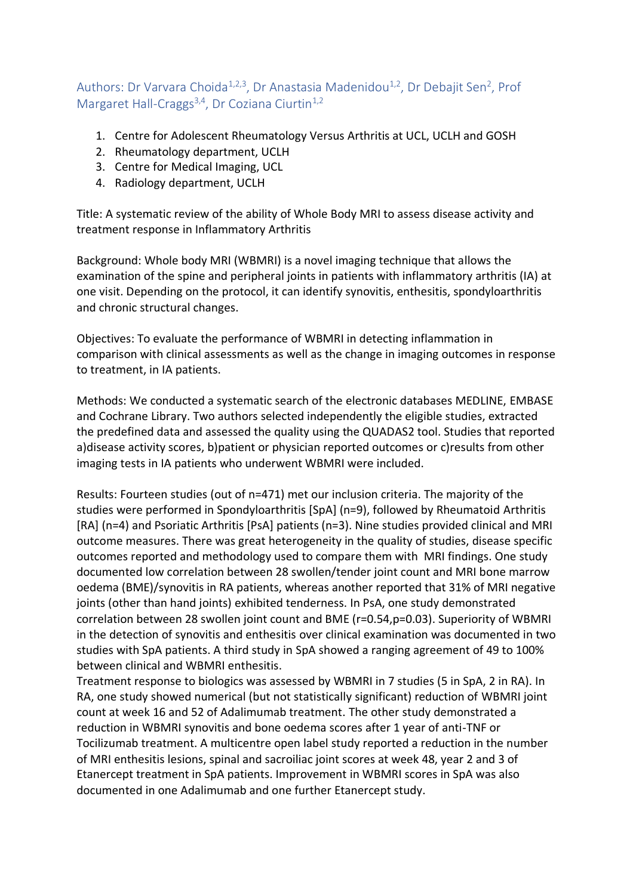Authors: Dr Varvara Choida[1,2,3], Dr Anastasia Madenidou[1,2], Dr Debajit Sen[2], Prof Margaret Hall-Craggs[3,4], Dr Coziana Ciurtin[1,2]

1. Centre for Adolescent Rheumatology Versus Arthritis at UCL, UCLH and GOSH
2. Rheumatology department, UCLH
3. Centre for Medical Imaging, UCL
4. Radiology department, UCLH

Title: A systematic review of the ability of Whole Body MRI to assess disease activity and treatment response in Inflammatory Arthritis

Background: Whole body MRI (WBMRI) is a novel imaging technique that allows the examination of the spine and peripheral joints in patients with inflammatory arthritis (IA) at one visit. Depending on the protocol, it can identify synovitis, enthesitis, spondyloarthritis and chronic structural changes.

Objectives: To evaluate the performance of WBMRI in detecting inflammation in comparison with clinical assessments as well as the change in imaging outcomes in response to treatment, in IA patients.

Methods: We conducted a systematic search of the electronic databases MEDLINE, EMBASE and Cochrane Library. Two authors selected independently the eligible studies, extracted the predefined data and assessed the quality using the QUADAS2 tool. Studies that reported a)disease activity scores, b)patient or physician reported outcomes or c)results from other imaging tests in IA patients who underwent WBMRI were included.

Results: Fourteen studies (out of n=471) met our inclusion criteria. The majority of the studies were performed in Spondyloarthritis [SpA] (n=9), followed by Rheumatoid Arthritis [RA] (n=4) and Psoriatic Arthritis [PsA] patients (n=3). Nine studies provided clinical and MRI outcome measures. There was great heterogeneity in the quality of studies, disease specific outcomes reported and methodology used to compare them with MRI findings. One study documented low correlation between 28 swollen/tender joint count and MRI bone marrow oedema (BME)/synovitis in RA patients, whereas another reported that 31% of MRI negative joints (other than hand joints) exhibited tenderness. In PsA, one study demonstrated correlation between 28 swollen joint count and BME ($r=0.54, p=0.03$). Superiority of WBMRI in the detection of synovitis and enthesitis over clinical examination was documented in two studies with SpA patients. A third study in SpA showed a ranging agreement of 49 to 100% between clinical and WBMRI enthesitis.
Treatment response to biologics was assessed by WBMRI in 7 studies (5 in SpA, 2 in RA). In RA, one study showed numerical (but not statistically significant) reduction of WBMRI joint count at week 16 and 52 of Adalimumab treatment. The other study demonstrated a reduction in WBMRI synovitis and bone oedema scores after 1 year of anti-TNF or Tocilizumab treatment. A multicentre open label study reported a reduction in the number of MRI enthesitis lesions, spinal and sacroiliac joint scores at week 48, year 2 and 3 of Etanercept treatment in SpA patients. Improvement in WBMRI scores in SpA was also documented in one Adalimumab and one further Etanercept study.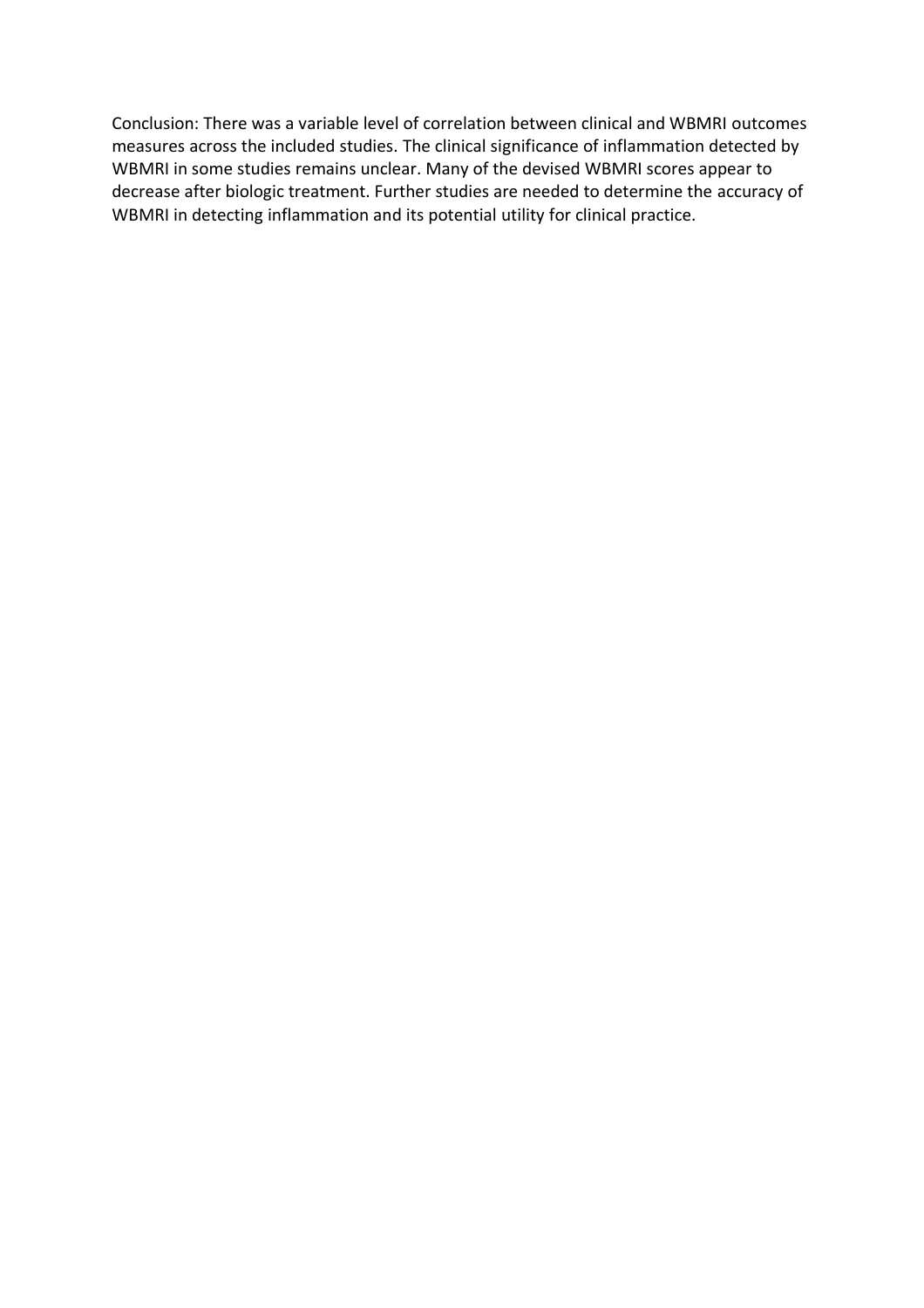Conclusion: There was a variable level of correlation between clinical and WBMRI outcomes measures across the included studies. The clinical significance of inflammation detected by WBMRI in some studies remains unclear. Many of the devised WBMRI scores appear to decrease after biologic treatment. Further studies are needed to determine the accuracy of WBMRI in detecting inflammation and its potential utility for clinical practice.